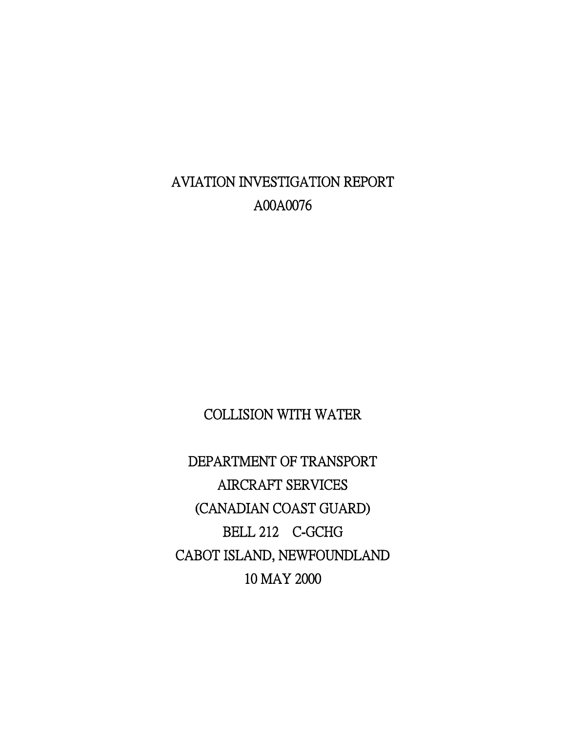# AVIATION INVESTIGATION REPORT
# A00A0076

## COLLISION WITH WATER

DEPARTMENT OF TRANSPORT
AIRCRAFT SERVICES
(CANADIAN COAST GUARD)
BELL 212 C-GCHG
CABOT ISLAND, NEWFOUNDLAND
10 MAY 2000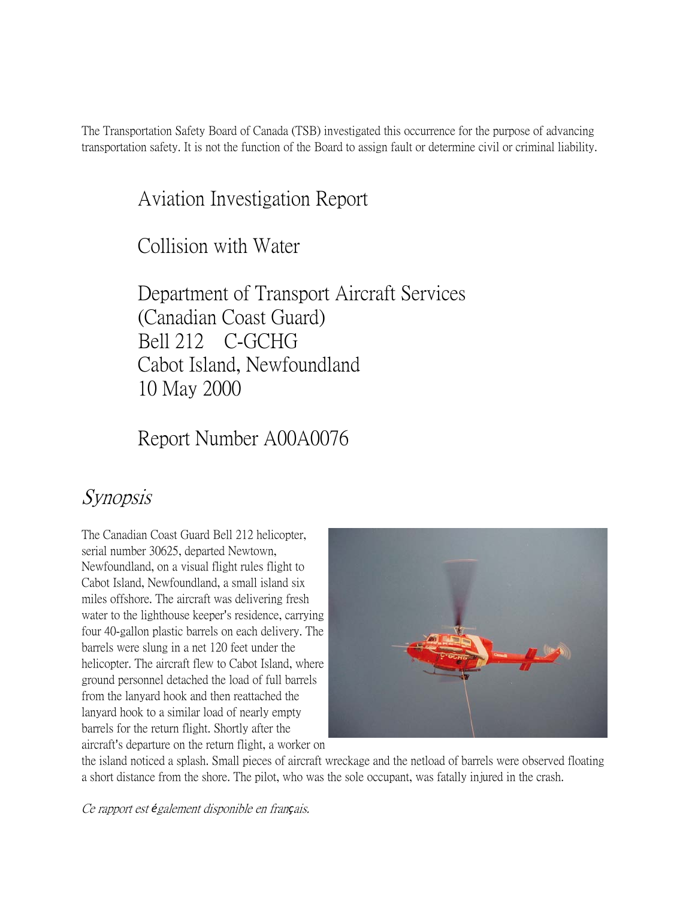The Transportation Safety Board of Canada (TSB) investigated this occurrence for the purpose of advancing transportation safety. It is not the function of the Board to assign fault or determine civil or criminal liability.

# Aviation Investigation Report

## Collision with Water

## Department of Transport Aircraft Services (Canadian Coast Guard) Bell 212 C-GCHG Cabot Island, Newfoundland 10 May 2000

## Report Number A00A0076

## *Synopsis*

The Canadian Coast Guard Bell 212 helicopter, serial number 30625, departed Newtown, Newfoundland, on a visual flight rules flight to Cabot Island, Newfoundland, a small island six miles offshore. The aircraft was delivering fresh water to the lighthouse keeper's residence, carrying four 40-gallon plastic barrels on each delivery. The barrels were slung in a net 120 feet under the helicopter. The aircraft flew to Cabot Island, where ground personnel detached the load of full barrels from the lanyard hook and then reattached the lanyard hook to a similar load of nearly empty barrels for the return flight. Shortly after the aircraft's departure on the return flight, a worker on the island noticed a splash. Small pieces of aircraft wreckage and the netload of barrels were observed floating a short distance from the shore. The pilot, who was the sole occupant, was fatally injured in the crash.

*Ce rapport est également disponible en français.*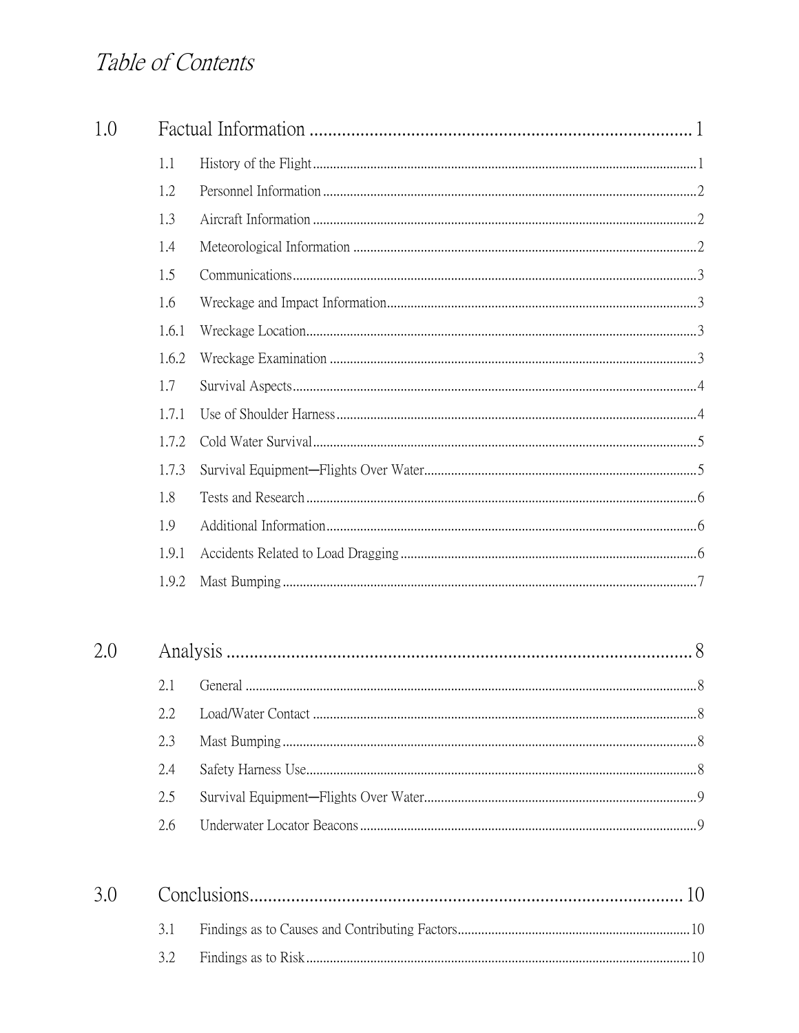# *Table of Contents*

| | | |
|---|---|---|
| **1.0** | **Factual Information** | **1** |
| 1.1 | History of the Flight | 1 |
| 1.2 | Personnel Information | 2 |
| 1.3 | Aircraft Information | 2 |
| 1.4 | Meteorological Information | 2 |
| 1.5 | Communications | 3 |
| 1.6 | Wreckage and Impact Information | 3 |
| 1.6.1 | Wreckage Location | 3 |
| 1.6.2 | Wreckage Examination | 3 |
| 1.7 | Survival Aspects | 4 |
| 1.7.1 | Use of Shoulder Harness | 4 |
| 1.7.2 | Cold Water Survival | 5 |
| 1.7.3 | Survival Equipment—Flights Over Water | 5 |
| 1.8 | Tests and Research | 6 |
| 1.9 | Additional Information | 6 |
| 1.9.1 | Accidents Related to Load Dragging | 6 |
| 1.9.2 | Mast Bumping | 7 |
| **2.0** | **Analysis** | **8** |
| 2.1 | General | 8 |
| 2.2 | Load/Water Contact | 8 |
| 2.3 | Mast Bumping | 8 |
| 2.4 | Safety Harness Use | 8 |
| 2.5 | Survival Equipment—Flights Over Water | 9 |
| 2.6 | Underwater Locator Beacons | 9 |
| **3.0** | **Conclusions** | **10** |
| 3.1 | Findings as to Causes and Contributing Factors | 10 |
| 3.2 | Findings as to Risk | 10 |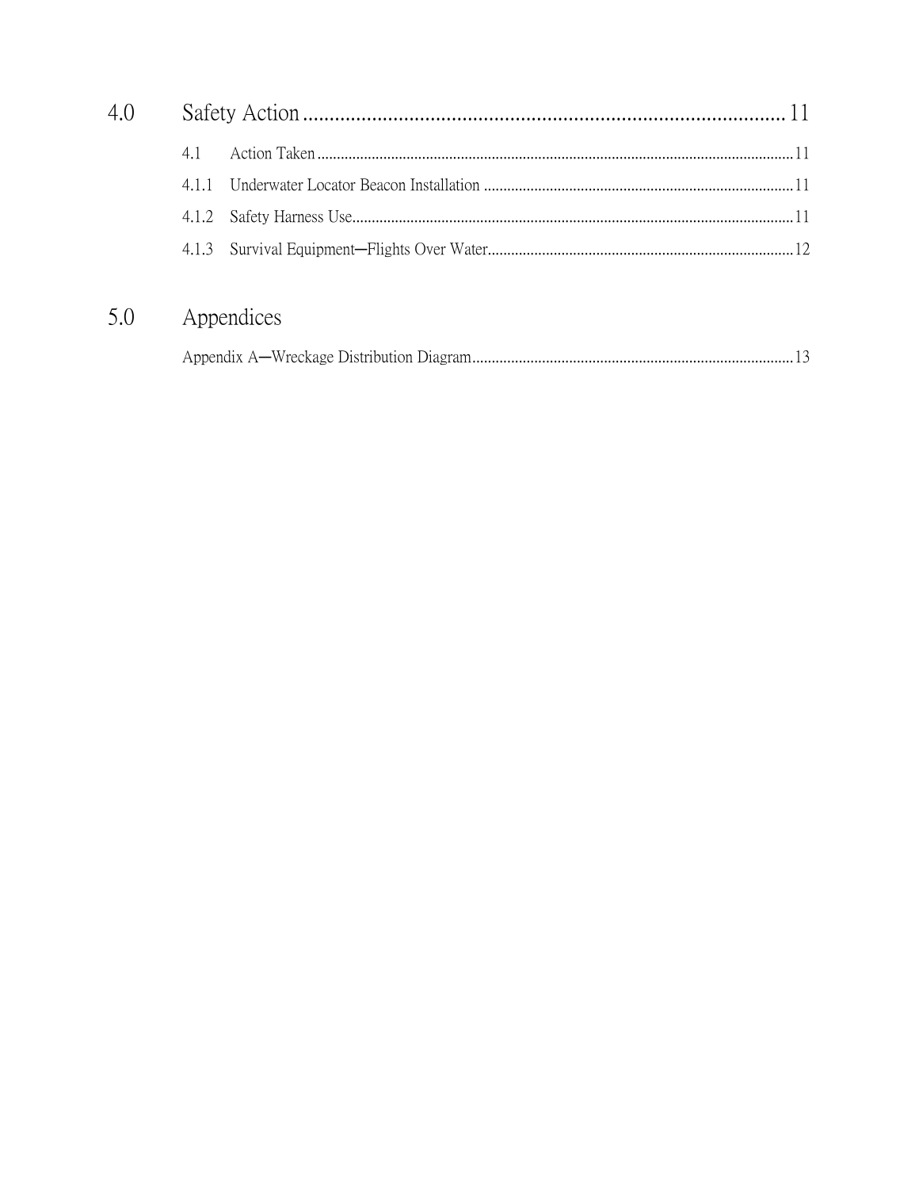4.0 Safety Action ........................................................................................ 11

4.1 Action Taken ........................................................................................ 11

4.1.1 Underwater Locator Beacon Installation ........................................................................................ 11

4.1.2 Safety Harness Use ........................................................................................ 11

4.1.3 Survival Equipment—Flights Over Water ........................................................................................ 12

5.0 Appendices

Appendix A—Wreckage Distribution Diagram ........................................................................................ 13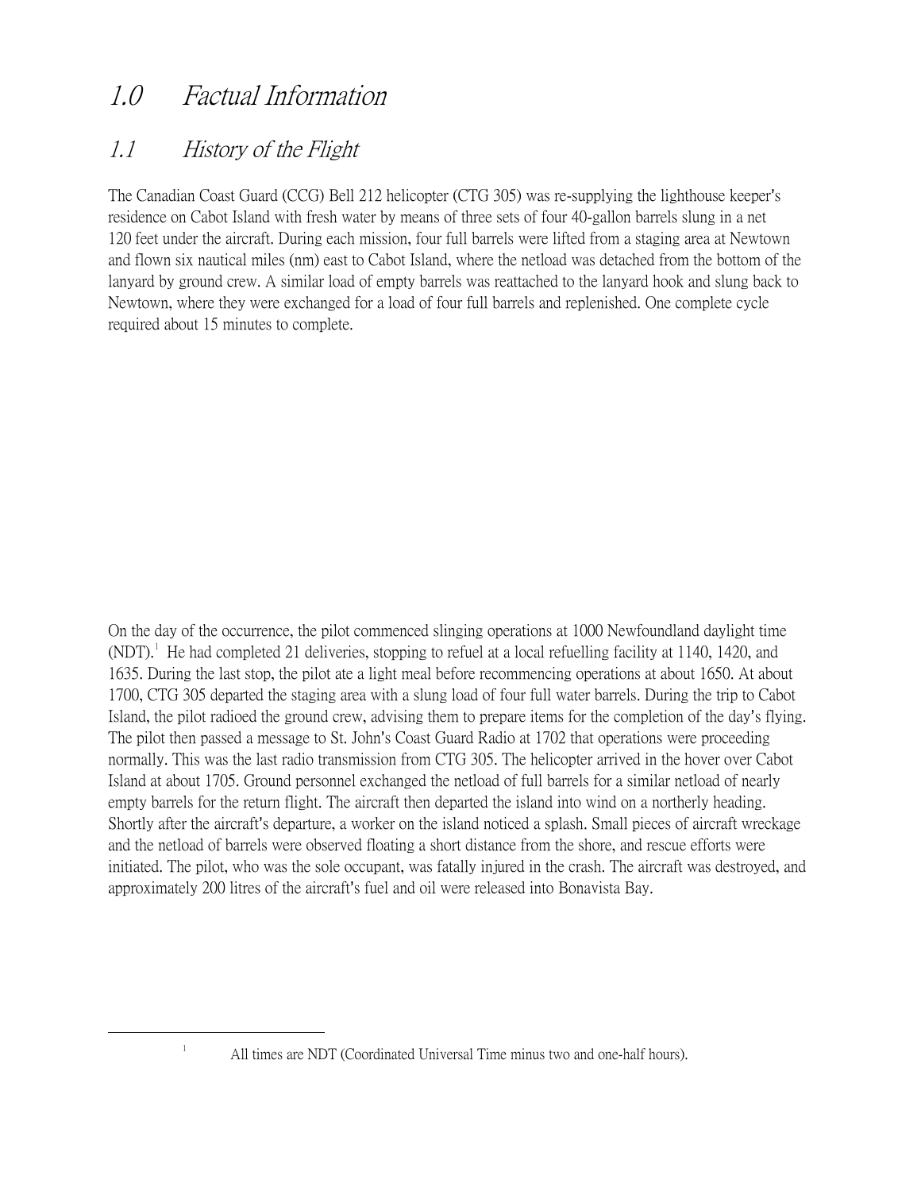# 1.0 Factual Information

## 1.1 History of the Flight

The Canadian Coast Guard (CCG) Bell 212 helicopter (CTG 305) was re-supplying the lighthouse keeper's residence on Cabot Island with fresh water by means of three sets of four 40-gallon barrels slung in a net 120 feet under the aircraft. During each mission, four full barrels were lifted from a staging area at Newtown and flown six nautical miles (nm) east to Cabot Island, where the netload was detached from the bottom of the lanyard by ground crew. A similar load of empty barrels was reattached to the lanyard hook and slung back to Newtown, where they were exchanged for a load of four full barrels and replenished. One complete cycle required about 15 minutes to complete.

On the day of the occurrence, the pilot commenced slinging operations at 1000 Newfoundland daylight time (NDT).[1] He had completed 21 deliveries, stopping to refuel at a local refuelling facility at 1140, 1420, and 1635. During the last stop, the pilot ate a light meal before recommencing operations at about 1650. At about 1700, CTG 305 departed the staging area with a slung load of four full water barrels. During the trip to Cabot Island, the pilot radioed the ground crew, advising them to prepare items for the completion of the day's flying. The pilot then passed a message to St. John's Coast Guard Radio at 1702 that operations were proceeding normally. This was the last radio transmission from CTG 305. The helicopter arrived in the hover over Cabot Island at about 1705. Ground personnel exchanged the netload of full barrels for a similar netload of nearly empty barrels for the return flight. The aircraft then departed the island into wind on a northerly heading. Shortly after the aircraft's departure, a worker on the island noticed a splash. Small pieces of aircraft wreckage and the netload of barrels were observed floating a short distance from the shore, and rescue efforts were initiated. The pilot, who was the sole occupant, was fatally injured in the crash. The aircraft was destroyed, and approximately 200 litres of the aircraft's fuel and oil were released into Bonavista Bay.

---

[1] All times are NDT (Coordinated Universal Time minus two and one-half hours).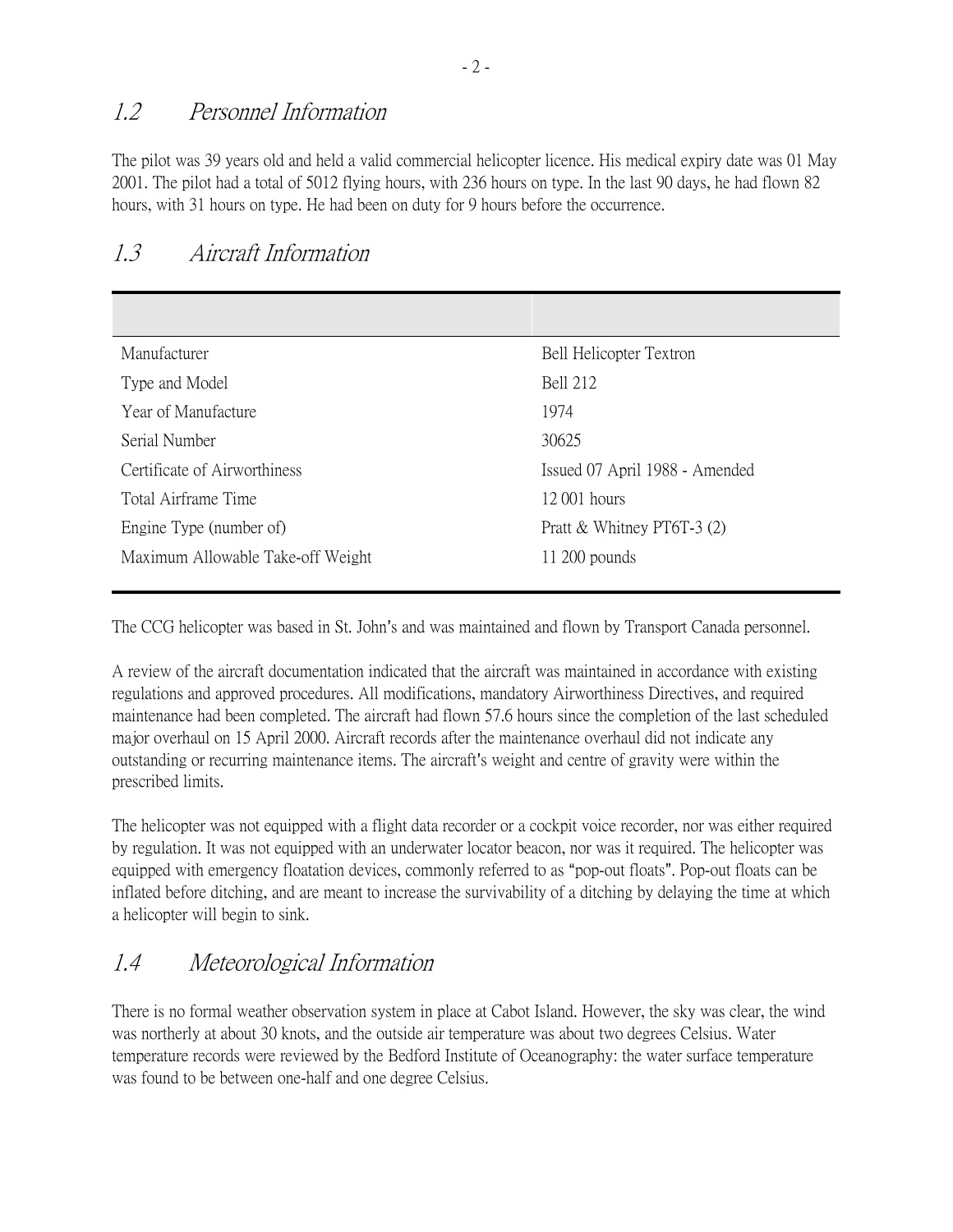## 1.2 Personnel Information

The pilot was 39 years old and held a valid commercial helicopter licence. His medical expiry date was 01 May 2001. The pilot had a total of 5012 flying hours, with 236 hours on type. In the last 90 days, he had flown 82 hours, with 31 hours on type. He had been on duty for 9 hours before the occurrence.

## 1.3 Aircraft Information

| | |
|---|---|
| Manufacturer | Bell Helicopter Textron |
| Type and Model | Bell 212 |
| Year of Manufacture | 1974 |
| Serial Number | 30625 |
| Certificate of Airworthiness | Issued 07 April 1988 - Amended |
| Total Airframe Time | 12 001 hours |
| Engine Type (number of) | Pratt & Whitney PT6T-3 (2) |
| Maximum Allowable Take-off Weight | 11 200 pounds |

The CCG helicopter was based in St. John's and was maintained and flown by Transport Canada personnel.

A review of the aircraft documentation indicated that the aircraft was maintained in accordance with existing regulations and approved procedures. All modifications, mandatory Airworthiness Directives, and required maintenance had been completed. The aircraft had flown 57.6 hours since the completion of the last scheduled major overhaul on 15 April 2000. Aircraft records after the maintenance overhaul did not indicate any outstanding or recurring maintenance items. The aircraft's weight and centre of gravity were within the prescribed limits.

The helicopter was not equipped with a flight data recorder or a cockpit voice recorder, nor was either required by regulation. It was not equipped with an underwater locator beacon, nor was it required. The helicopter was equipped with emergency floatation devices, commonly referred to as "pop-out floats". Pop-out floats can be inflated before ditching, and are meant to increase the survivability of a ditching by delaying the time at which a helicopter will begin to sink.

## 1.4 Meteorological Information

There is no formal weather observation system in place at Cabot Island. However, the sky was clear, the wind was northerly at about 30 knots, and the outside air temperature was about two degrees Celsius. Water temperature records were reviewed by the Bedford Institute of Oceanography: the water surface temperature was found to be between one-half and one degree Celsius.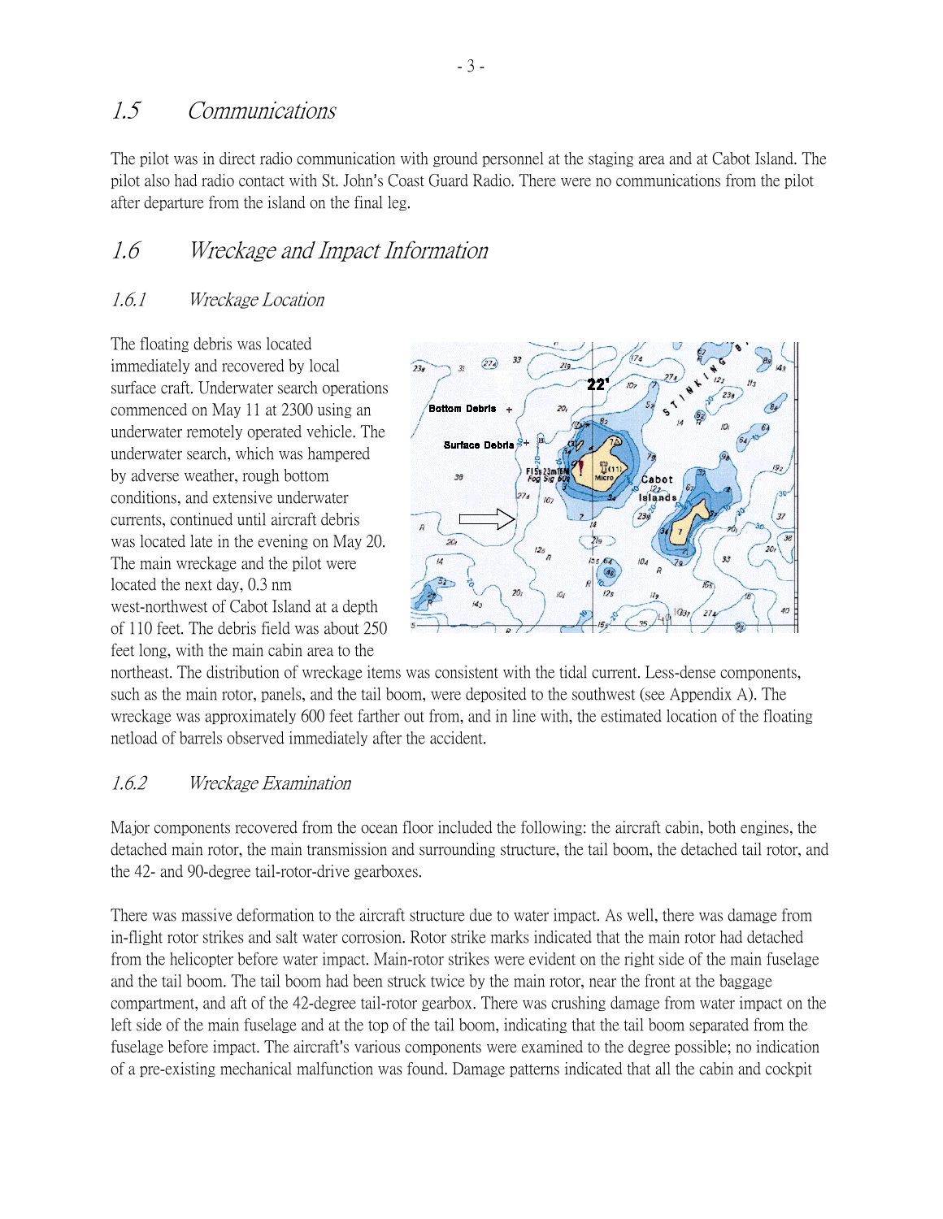## 1.5 Communications

The pilot was in direct radio communication with ground personnel at the staging area and at Cabot Island. The pilot also had radio contact with St. John's Coast Guard Radio. There were no communications from the pilot after departure from the island on the final leg.

## 1.6 Wreckage and Impact Information

### 1.6.1 Wreckage Location

The floating debris was located immediately and recovered by local surface craft. Underwater search operations commenced on May 11 at 2300 using an underwater remotely operated vehicle. The underwater search, which was hampered by adverse weather, rough bottom conditions, and extensive underwater currents, continued until aircraft debris was located late in the evening on May 20. The main wreckage and the pilot were located the next day, 0.3 nm west-northwest of Cabot Island at a depth of 110 feet. The debris field was about 250 feet long, with the main cabin area to the northeast. The distribution of wreckage items was consistent with the tidal current. Less-dense components, such as the main rotor, panels, and the tail boom, were deposited to the southwest (see Appendix A). The wreckage was approximately 600 feet farther out from, and in line with, the estimated location of the floating netload of barrels observed immediately after the accident.

### 1.6.2 Wreckage Examination

Major components recovered from the ocean floor included the following: the aircraft cabin, both engines, the detached main rotor, the main transmission and surrounding structure, the tail boom, the detached tail rotor, and the 42- and 90-degree tail-rotor-drive gearboxes.

There was massive deformation to the aircraft structure due to water impact. As well, there was damage from in-flight rotor strikes and salt water corrosion. Rotor strike marks indicated that the main rotor had detached from the helicopter before water impact. Main-rotor strikes were evident on the right side of the main fuselage and the tail boom. The tail boom had been struck twice by the main rotor, near the front at the baggage compartment, and aft of the 42-degree tail-rotor gearbox. There was crushing damage from water impact on the left side of the main fuselage and at the top of the tail boom, indicating that the tail boom separated from the fuselage before impact. The aircraft's various components were examined to the degree possible; no indication of a pre-existing mechanical malfunction was found. Damage patterns indicated that all the cabin and cockpit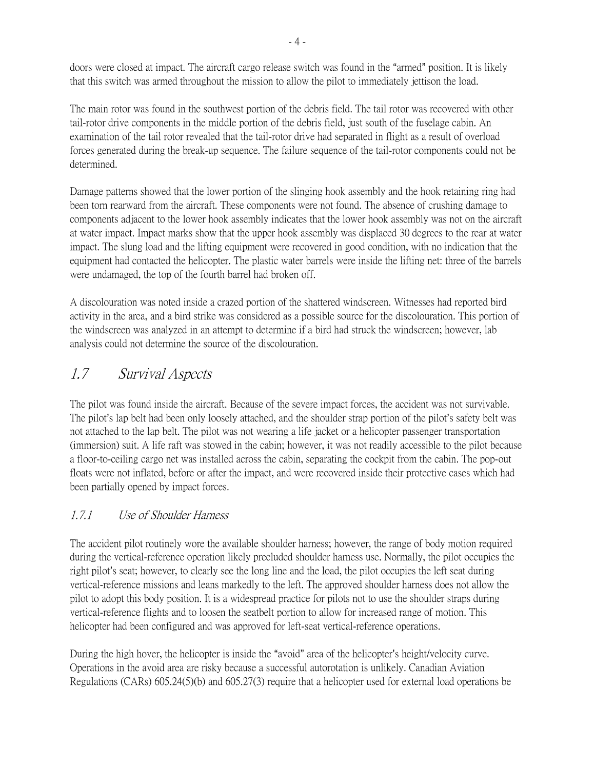doors were closed at impact. The aircraft cargo release switch was found in the "armed" position. It is likely that this switch was armed throughout the mission to allow the pilot to immediately jettison the load.

The main rotor was found in the southwest portion of the debris field. The tail rotor was recovered with other tail-rotor drive components in the middle portion of the debris field, just south of the fuselage cabin. An examination of the tail rotor revealed that the tail-rotor drive had separated in flight as a result of overload forces generated during the break-up sequence. The failure sequence of the tail-rotor components could not be determined.

Damage patterns showed that the lower portion of the slinging hook assembly and the hook retaining ring had been torn rearward from the aircraft. These components were not found. The absence of crushing damage to components adjacent to the lower hook assembly indicates that the lower hook assembly was not on the aircraft at water impact. Impact marks show that the upper hook assembly was displaced 30 degrees to the rear at water impact. The slung load and the lifting equipment were recovered in good condition, with no indication that the equipment had contacted the helicopter. The plastic water barrels were inside the lifting net: three of the barrels were undamaged, the top of the fourth barrel had broken off.

A discolouration was noted inside a crazed portion of the shattered windscreen. Witnesses had reported bird activity in the area, and a bird strike was considered as a possible source for the discolouration. This portion of the windscreen was analyzed in an attempt to determine if a bird had struck the windscreen; however, lab analysis could not determine the source of the discolouration.

## *1.7 Survival Aspects*

The pilot was found inside the aircraft. Because of the severe impact forces, the accident was not survivable. The pilot's lap belt had been only loosely attached, and the shoulder strap portion of the pilot's safety belt was not attached to the lap belt. The pilot was not wearing a life jacket or a helicopter passenger transportation (immersion) suit. A life raft was stowed in the cabin; however, it was not readily accessible to the pilot because a floor-to-ceiling cargo net was installed across the cabin, separating the cockpit from the cabin. The pop-out floats were not inflated, before or after the impact, and were recovered inside their protective cases which had been partially opened by impact forces.

### *1.7.1 Use of Shoulder Harness*

The accident pilot routinely wore the available shoulder harness; however, the range of body motion required during the vertical-reference operation likely precluded shoulder harness use. Normally, the pilot occupies the right pilot's seat; however, to clearly see the long line and the load, the pilot occupies the left seat during vertical-reference missions and leans markedly to the left. The approved shoulder harness does not allow the pilot to adopt this body position. It is a widespread practice for pilots not to use the shoulder straps during vertical-reference flights and to loosen the seatbelt portion to allow for increased range of motion. This helicopter had been configured and was approved for left-seat vertical-reference operations.

During the high hover, the helicopter is inside the "avoid" area of the helicopter's height/velocity curve. Operations in the avoid area are risky because a successful autorotation is unlikely. Canadian Aviation Regulations (CARs) 605.24(5)(b) and 605.27(3) require that a helicopter used for external load operations be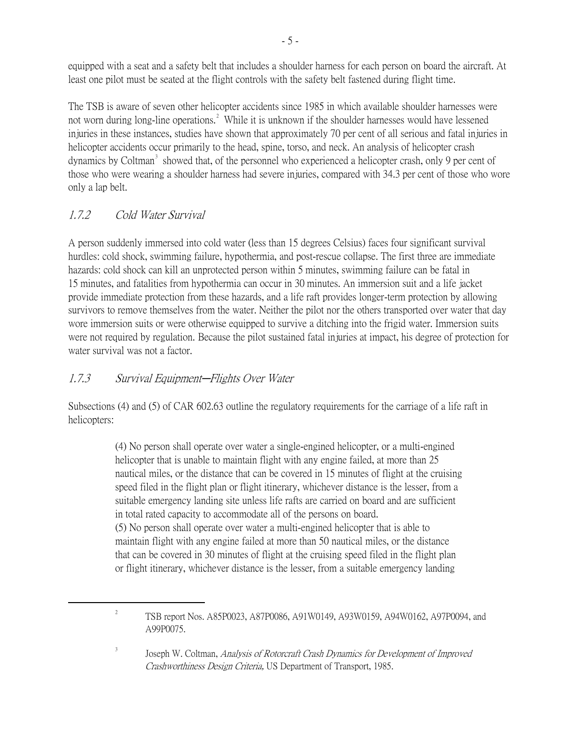equipped with a seat and a safety belt that includes a shoulder harness for each person on board the aircraft. At least one pilot must be seated at the flight controls with the safety belt fastened during flight time.

The TSB is aware of seven other helicopter accidents since 1985 in which available shoulder harnesses were not worn during long-line operations.[2] While it is unknown if the shoulder harnesses would have lessened injuries in these instances, studies have shown that approximately 70 per cent of all serious and fatal injuries in helicopter accidents occur primarily to the head, spine, torso, and neck. An analysis of helicopter crash dynamics by Coltman[3] showed that, of the personnel who experienced a helicopter crash, only 9 per cent of those who were wearing a shoulder harness had severe injuries, compared with 34.3 per cent of those who wore only a lap belt.

### *1.7.2 Cold Water Survival*

A person suddenly immersed into cold water (less than 15 degrees Celsius) faces four significant survival hurdles: cold shock, swimming failure, hypothermia, and post-rescue collapse. The first three are immediate hazards: cold shock can kill an unprotected person within 5 minutes, swimming failure can be fatal in 15 minutes, and fatalities from hypothermia can occur in 30 minutes. An immersion suit and a life jacket provide immediate protection from these hazards, and a life raft provides longer-term protection by allowing survivors to remove themselves from the water. Neither the pilot nor the others transported over water that day wore immersion suits or were otherwise equipped to survive a ditching into the frigid water. Immersion suits were not required by regulation. Because the pilot sustained fatal injuries at impact, his degree of protection for water survival was not a factor.

### *1.7.3 Survival Equipment—Flights Over Water*

Subsections (4) and (5) of CAR 602.63 outline the regulatory requirements for the carriage of a life raft in helicopters:

> (4) No person shall operate over water a single-engined helicopter, or a multi-engined helicopter that is unable to maintain flight with any engine failed, at more than 25 nautical miles, or the distance that can be covered in 15 minutes of flight at the cruising speed filed in the flight plan or flight itinerary, whichever distance is the lesser, from a suitable emergency landing site unless life rafts are carried on board and are sufficient in total rated capacity to accommodate all of the persons on board.
> (5) No person shall operate over water a multi-engined helicopter that is able to maintain flight with any engine failed at more than 50 nautical miles, or the distance that can be covered in 30 minutes of flight at the cruising speed filed in the flight plan or flight itinerary, whichever distance is the lesser, from a suitable emergency landing

---

[2] TSB report Nos. A85P0023, A87P0086, A91W0149, A93W0159, A94W0162, A97P0094, and A99P0075.

[3] Joseph W. Coltman, *Analysis of Rotorcraft Crash Dynamics for Development of Improved Crashworthiness Design Criteria,* US Department of Transport, 1985.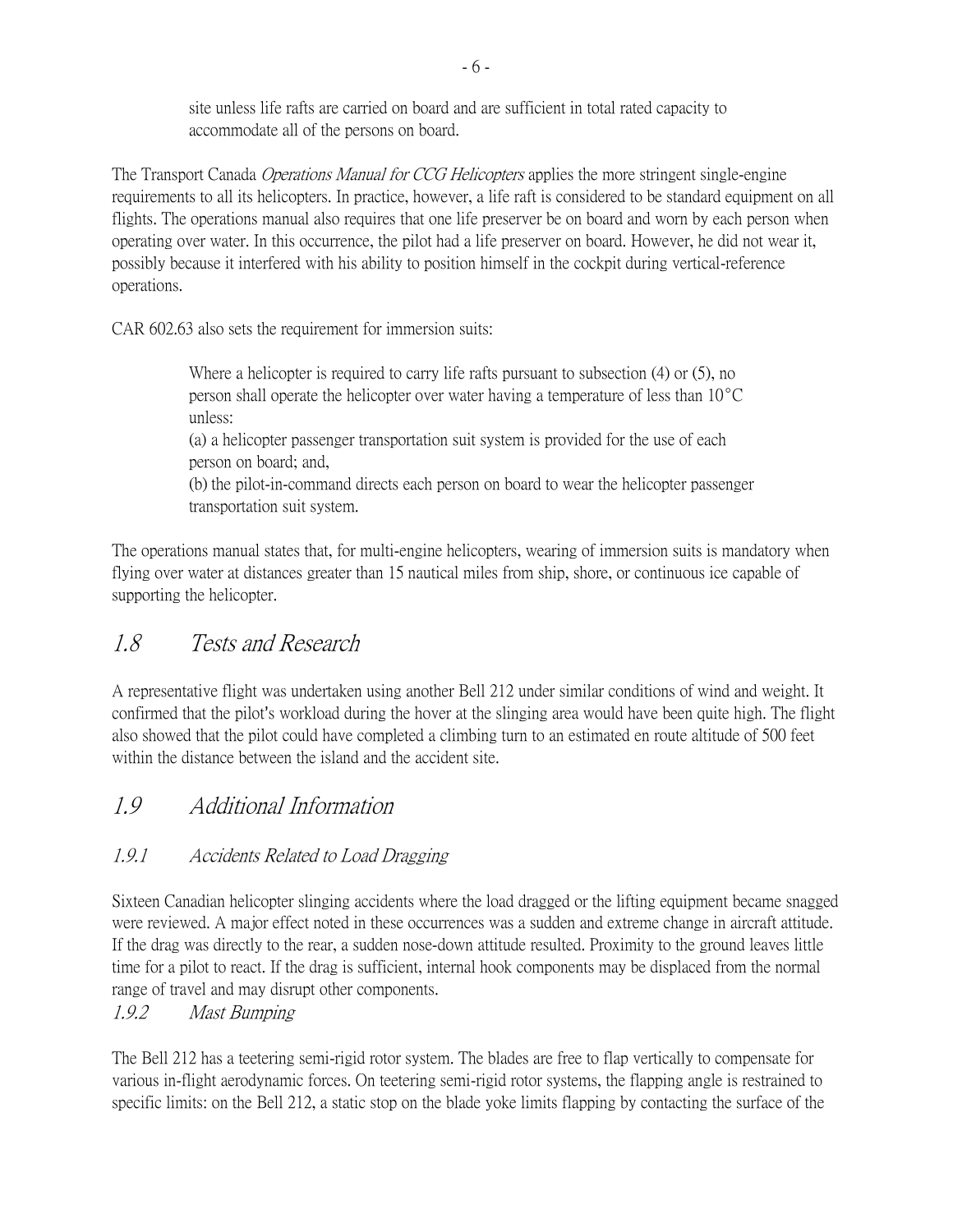> site unless life rafts are carried on board and are sufficient in total rated capacity to accommodate all of the persons on board.

The Transport Canada *Operations Manual for CCG Helicopters* applies the more stringent single-engine requirements to all its helicopters. In practice, however, a life raft is considered to be standard equipment on all flights. The operations manual also requires that one life preserver be on board and worn by each person when operating over water. In this occurrence, the pilot had a life preserver on board. However, he did not wear it, possibly because it interfered with his ability to position himself in the cockpit during vertical-reference operations.

CAR 602.63 also sets the requirement for immersion suits:

> Where a helicopter is required to carry life rafts pursuant to subsection (4) or (5), no person shall operate the helicopter over water having a temperature of less than 10°C unless:
> (a) a helicopter passenger transportation suit system is provided for the use of each person on board; and,
> (b) the pilot-in-command directs each person on board to wear the helicopter passenger transportation suit system.

The operations manual states that, for multi-engine helicopters, wearing of immersion suits is mandatory when flying over water at distances greater than 15 nautical miles from ship, shore, or continuous ice capable of supporting the helicopter.

## *1.8 Tests and Research*

A representative flight was undertaken using another Bell 212 under similar conditions of wind and weight. It confirmed that the pilot's workload during the hover at the slinging area would have been quite high. The flight also showed that the pilot could have completed a climbing turn to an estimated en route altitude of 500 feet within the distance between the island and the accident site.

## *1.9 Additional Information*

### *1.9.1 Accidents Related to Load Dragging*

Sixteen Canadian helicopter slinging accidents where the load dragged or the lifting equipment became snagged were reviewed. A major effect noted in these occurrences was a sudden and extreme change in aircraft attitude. If the drag was directly to the rear, a sudden nose-down attitude resulted. Proximity to the ground leaves little time for a pilot to react. If the drag is sufficient, internal hook components may be displaced from the normal range of travel and may disrupt other components.

### *1.9.2 Mast Bumping*

The Bell 212 has a teetering semi-rigid rotor system. The blades are free to flap vertically to compensate for various in-flight aerodynamic forces. On teetering semi-rigid rotor systems, the flapping angle is restrained to specific limits: on the Bell 212, a static stop on the blade yoke limits flapping by contacting the surface of the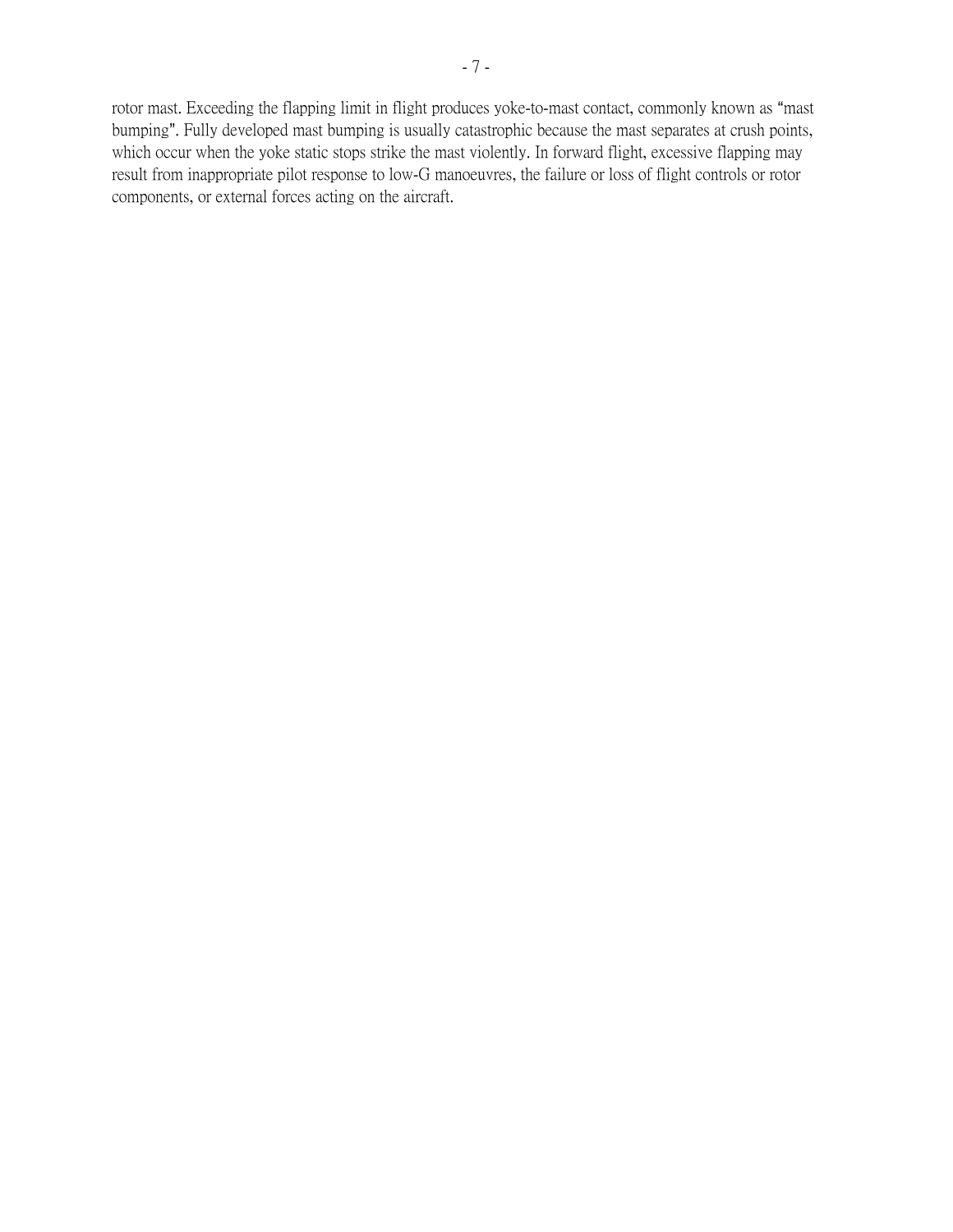rotor mast. Exceeding the flapping limit in flight produces yoke-to-mast contact, commonly known as "mast bumping". Fully developed mast bumping is usually catastrophic because the mast separates at crush points, which occur when the yoke static stops strike the mast violently. In forward flight, excessive flapping may result from inappropriate pilot response to low-G manoeuvres, the failure or loss of flight controls or rotor components, or external forces acting on the aircraft.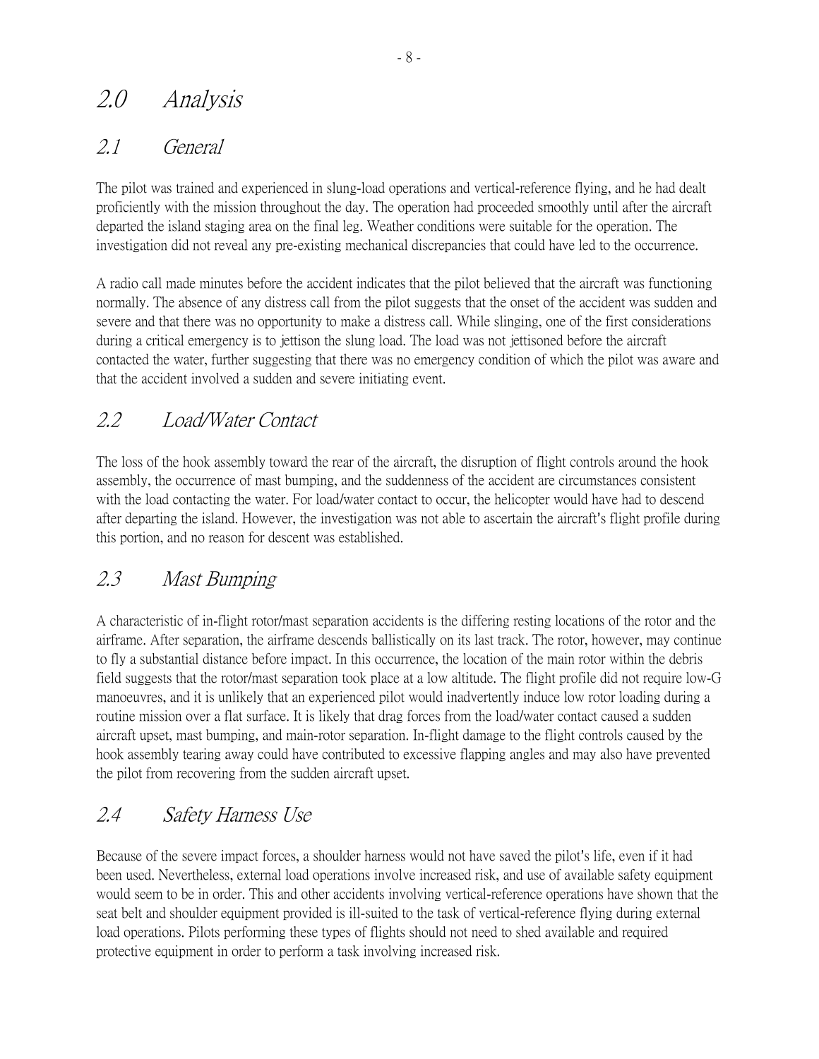# 2.0 Analysis

## 2.1 General

The pilot was trained and experienced in slung-load operations and vertical-reference flying, and he had dealt proficiently with the mission throughout the day. The operation had proceeded smoothly until after the aircraft departed the island staging area on the final leg. Weather conditions were suitable for the operation. The investigation did not reveal any pre-existing mechanical discrepancies that could have led to the occurrence.

A radio call made minutes before the accident indicates that the pilot believed that the aircraft was functioning normally. The absence of any distress call from the pilot suggests that the onset of the accident was sudden and severe and that there was no opportunity to make a distress call. While slinging, one of the first considerations during a critical emergency is to jettison the slung load. The load was not jettisoned before the aircraft contacted the water, further suggesting that there was no emergency condition of which the pilot was aware and that the accident involved a sudden and severe initiating event.

## 2.2 Load/Water Contact

The loss of the hook assembly toward the rear of the aircraft, the disruption of flight controls around the hook assembly, the occurrence of mast bumping, and the suddenness of the accident are circumstances consistent with the load contacting the water. For load/water contact to occur, the helicopter would have had to descend after departing the island. However, the investigation was not able to ascertain the aircraft's flight profile during this portion, and no reason for descent was established.

## 2.3 Mast Bumping

A characteristic of in-flight rotor/mast separation accidents is the differing resting locations of the rotor and the airframe. After separation, the airframe descends ballistically on its last track. The rotor, however, may continue to fly a substantial distance before impact. In this occurrence, the location of the main rotor within the debris field suggests that the rotor/mast separation took place at a low altitude. The flight profile did not require low-G manoeuvres, and it is unlikely that an experienced pilot would inadvertently induce low rotor loading during a routine mission over a flat surface. It is likely that drag forces from the load/water contact caused a sudden aircraft upset, mast bumping, and main-rotor separation. In-flight damage to the flight controls caused by the hook assembly tearing away could have contributed to excessive flapping angles and may also have prevented the pilot from recovering from the sudden aircraft upset.

## 2.4 Safety Harness Use

Because of the severe impact forces, a shoulder harness would not have saved the pilot's life, even if it had been used. Nevertheless, external load operations involve increased risk, and use of available safety equipment would seem to be in order. This and other accidents involving vertical-reference operations have shown that the seat belt and shoulder equipment provided is ill-suited to the task of vertical-reference flying during external load operations. Pilots performing these types of flights should not need to shed available and required protective equipment in order to perform a task involving increased risk.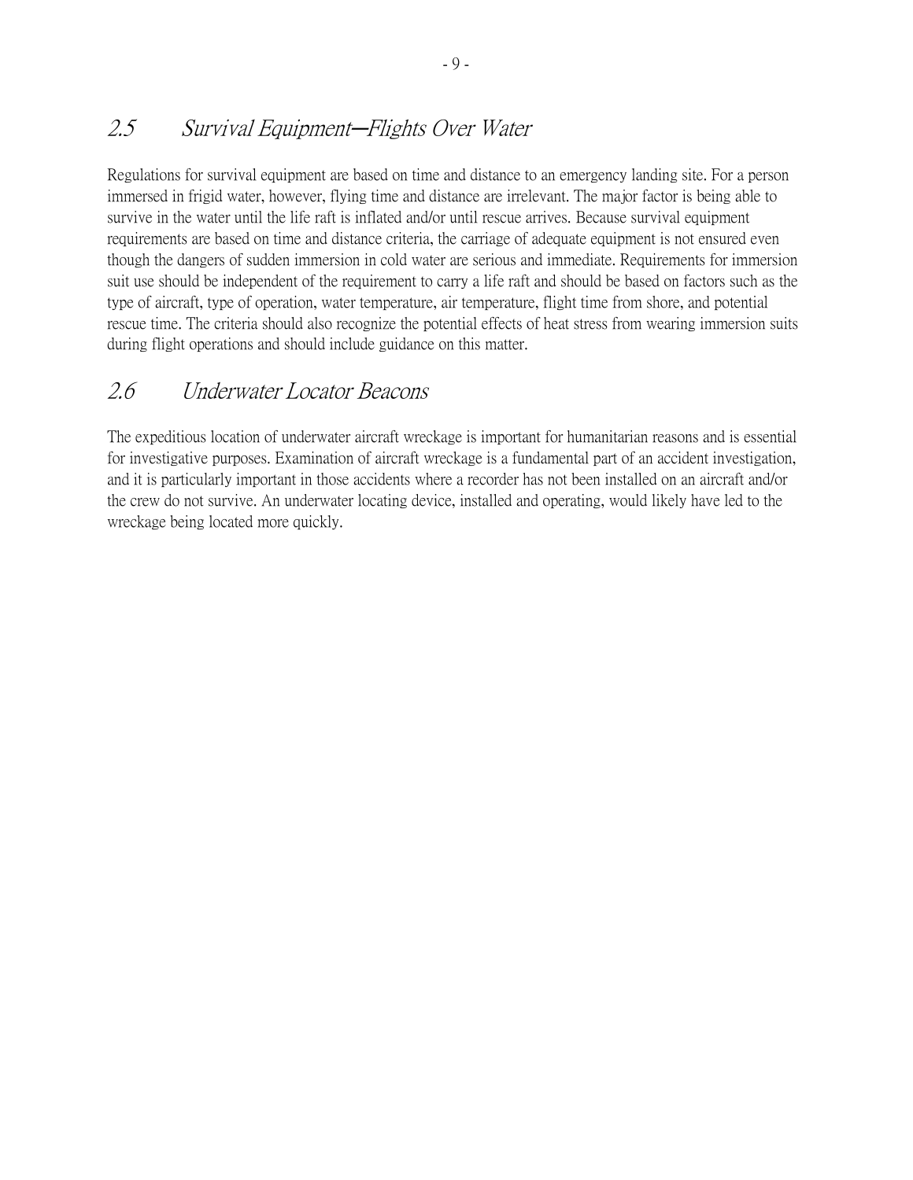## *2.5 Survival Equipment—Flights Over Water*

Regulations for survival equipment are based on time and distance to an emergency landing site. For a person immersed in frigid water, however, flying time and distance are irrelevant. The major factor is being able to survive in the water until the life raft is inflated and/or until rescue arrives. Because survival equipment requirements are based on time and distance criteria, the carriage of adequate equipment is not ensured even though the dangers of sudden immersion in cold water are serious and immediate. Requirements for immersion suit use should be independent of the requirement to carry a life raft and should be based on factors such as the type of aircraft, type of operation, water temperature, air temperature, flight time from shore, and potential rescue time. The criteria should also recognize the potential effects of heat stress from wearing immersion suits during flight operations and should include guidance on this matter.

## *2.6 Underwater Locator Beacons*

The expeditious location of underwater aircraft wreckage is important for humanitarian reasons and is essential for investigative purposes. Examination of aircraft wreckage is a fundamental part of an accident investigation, and it is particularly important in those accidents where a recorder has not been installed on an aircraft and/or the crew do not survive. An underwater locating device, installed and operating, would likely have led to the wreckage being located more quickly.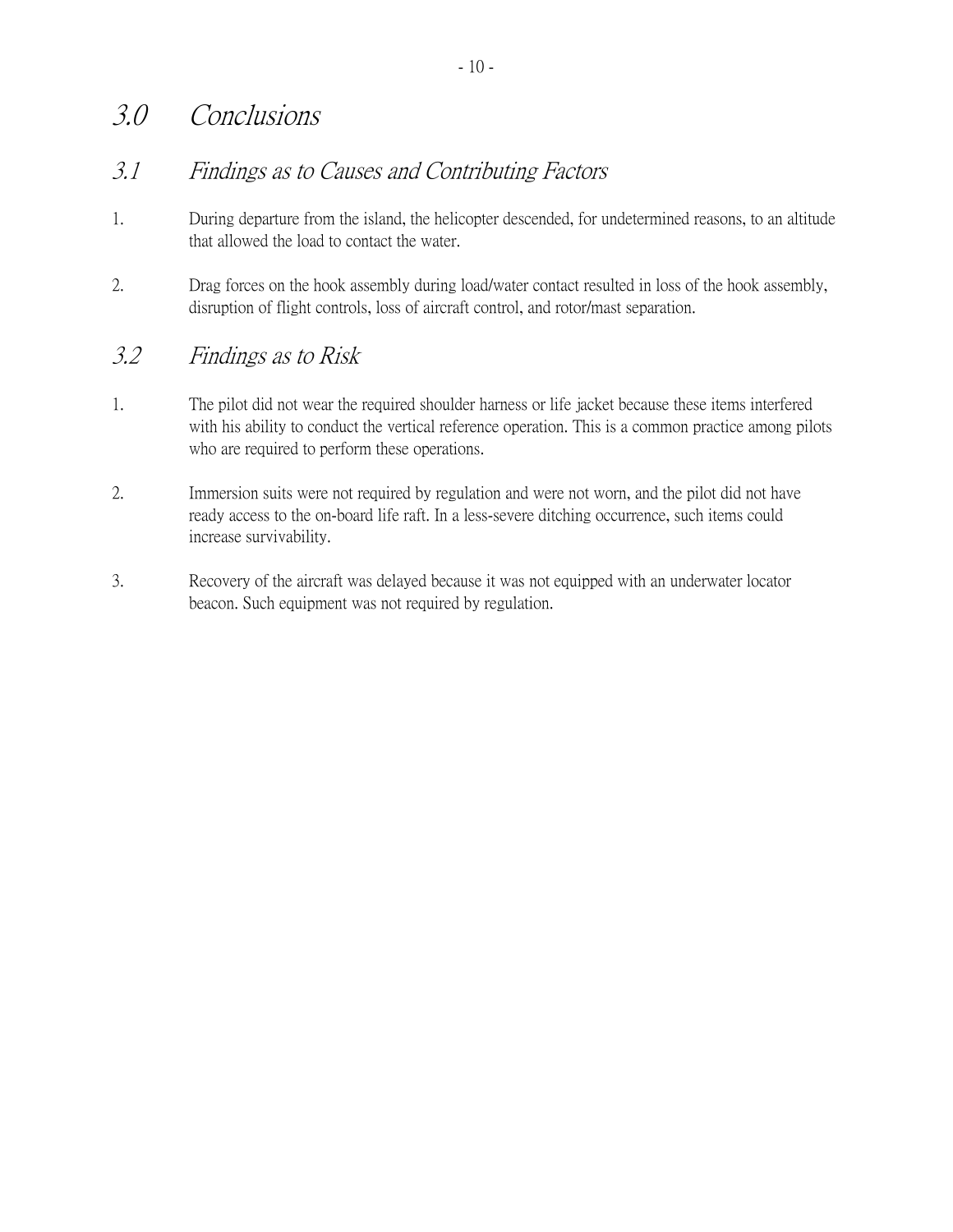# 3.0 Conclusions

## 3.1 Findings as to Causes and Contributing Factors

1. During departure from the island, the helicopter descended, for undetermined reasons, to an altitude that allowed the load to contact the water.

2. Drag forces on the hook assembly during load/water contact resulted in loss of the hook assembly, disruption of flight controls, loss of aircraft control, and rotor/mast separation.

## 3.2 Findings as to Risk

1. The pilot did not wear the required shoulder harness or life jacket because these items interfered with his ability to conduct the vertical reference operation. This is a common practice among pilots who are required to perform these operations.

2. Immersion suits were not required by regulation and were not worn, and the pilot did not have ready access to the on-board life raft. In a less-severe ditching occurrence, such items could increase survivability.

3. Recovery of the aircraft was delayed because it was not equipped with an underwater locator beacon. Such equipment was not required by regulation.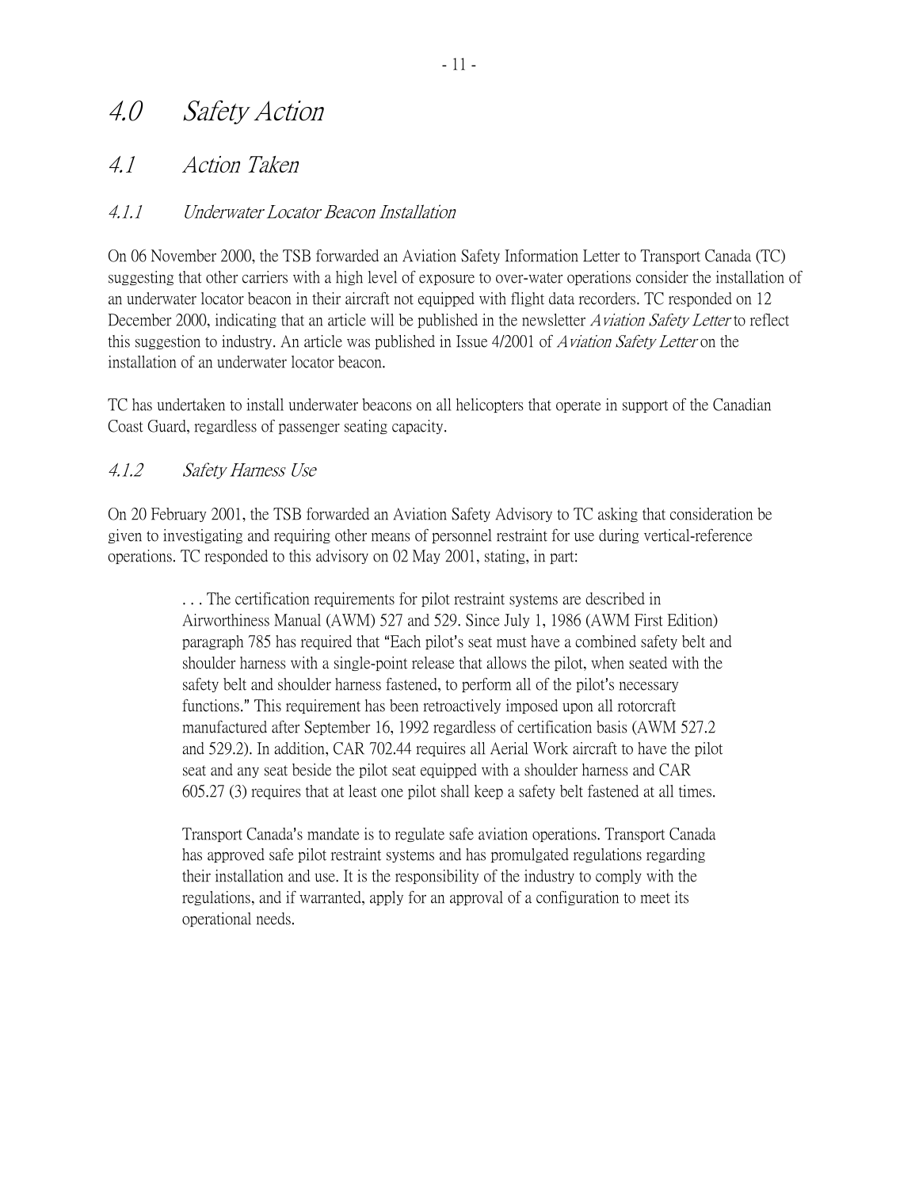# 4.0 *Safety Action*

## 4.1 *Action Taken*

### 4.1.1 *Underwater Locator Beacon Installation*

On 06 November 2000, the TSB forwarded an Aviation Safety Information Letter to Transport Canada (TC) suggesting that other carriers with a high level of exposure to over-water operations consider the installation of an underwater locator beacon in their aircraft not equipped with flight data recorders. TC responded on 12 December 2000, indicating that an article will be published in the newsletter *Aviation Safety Letter* to reflect this suggestion to industry. An article was published in Issue 4/2001 of *Aviation Safety Letter* on the installation of an underwater locator beacon.

TC has undertaken to install underwater beacons on all helicopters that operate in support of the Canadian Coast Guard, regardless of passenger seating capacity.

### 4.1.2 *Safety Harness Use*

On 20 February 2001, the TSB forwarded an Aviation Safety Advisory to TC asking that consideration be given to investigating and requiring other means of personnel restraint for use during vertical-reference operations. TC responded to this advisory on 02 May 2001, stating, in part:

> . . . The certification requirements for pilot restraint systems are described in Airworthiness Manual (AWM) 527 and 529. Since July 1, 1986 (AWM First Edition) paragraph 785 has required that "Each pilot's seat must have a combined safety belt and shoulder harness with a single-point release that allows the pilot, when seated with the safety belt and shoulder harness fastened, to perform all of the pilot's necessary functions." This requirement has been retroactively imposed upon all rotorcraft manufactured after September 16, 1992 regardless of certification basis (AWM 527.2 and 529.2). In addition, CAR 702.44 requires all Aerial Work aircraft to have the pilot seat and any seat beside the pilot seat equipped with a shoulder harness and CAR 605.27 (3) requires that at least one pilot shall keep a safety belt fastened at all times.
>
> Transport Canada's mandate is to regulate safe aviation operations. Transport Canada has approved safe pilot restraint systems and has promulgated regulations regarding their installation and use. It is the responsibility of the industry to comply with the regulations, and if warranted, apply for an approval of a configuration to meet its operational needs.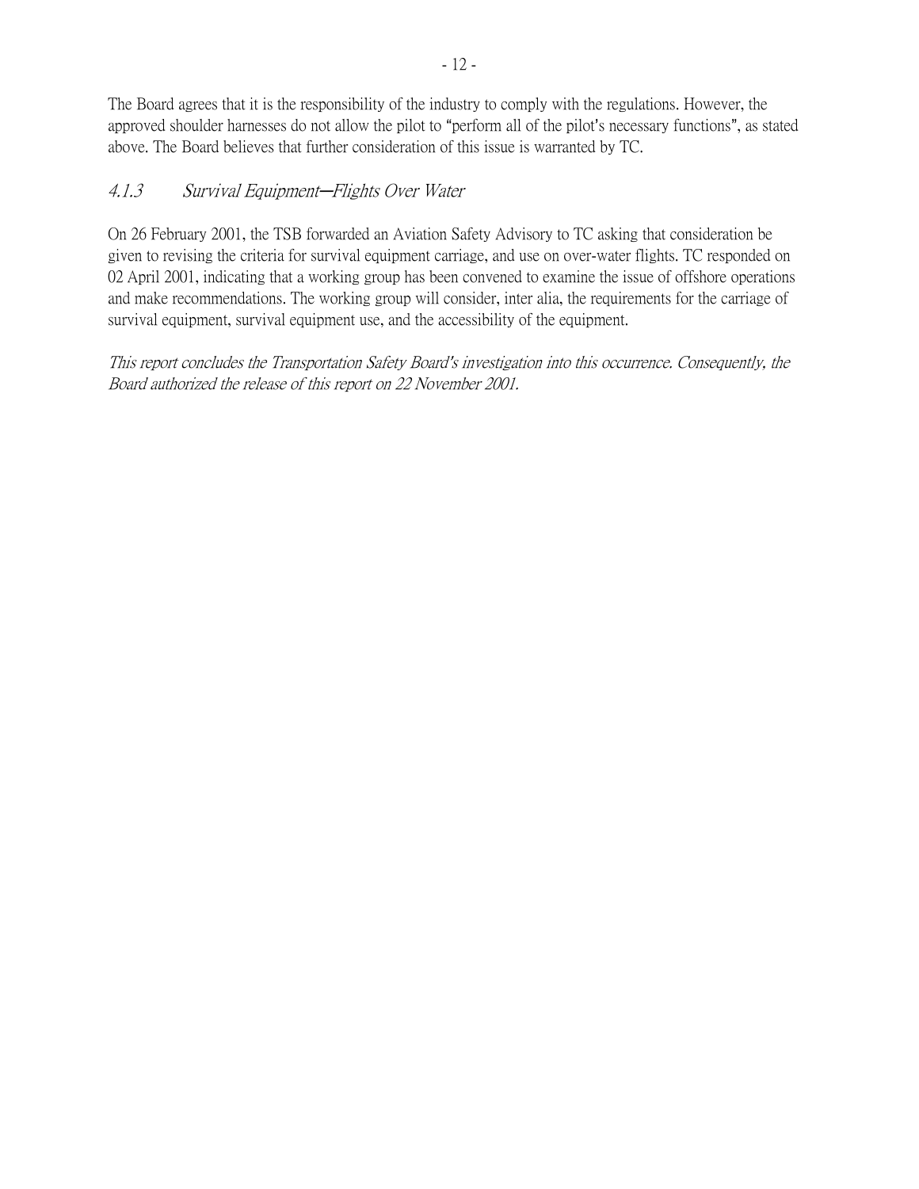The Board agrees that it is the responsibility of the industry to comply with the regulations. However, the approved shoulder harnesses do not allow the pilot to "perform all of the pilot's necessary functions", as stated above. The Board believes that further consideration of this issue is warranted by TC.

### *4.1.3 Survival Equipment—Flights Over Water*

On 26 February 2001, the TSB forwarded an Aviation Safety Advisory to TC asking that consideration be given to revising the criteria for survival equipment carriage, and use on over-water flights. TC responded on 02 April 2001, indicating that a working group has been convened to examine the issue of offshore operations and make recommendations. The working group will consider, inter alia, the requirements for the carriage of survival equipment, survival equipment use, and the accessibility of the equipment.

*This report concludes the Transportation Safety Board's investigation into this occurrence. Consequently, the Board authorized the release of this report on 22 November 2001.*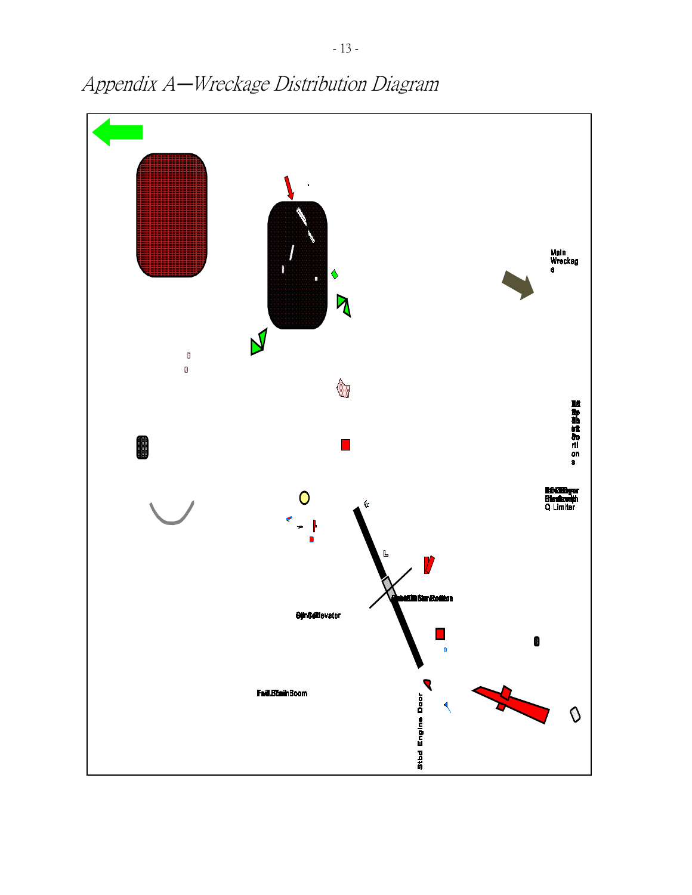# Appendix A—Wreckage Distribution Diagram

Main Wreckage

Q Limiter

Stbd Engine Door